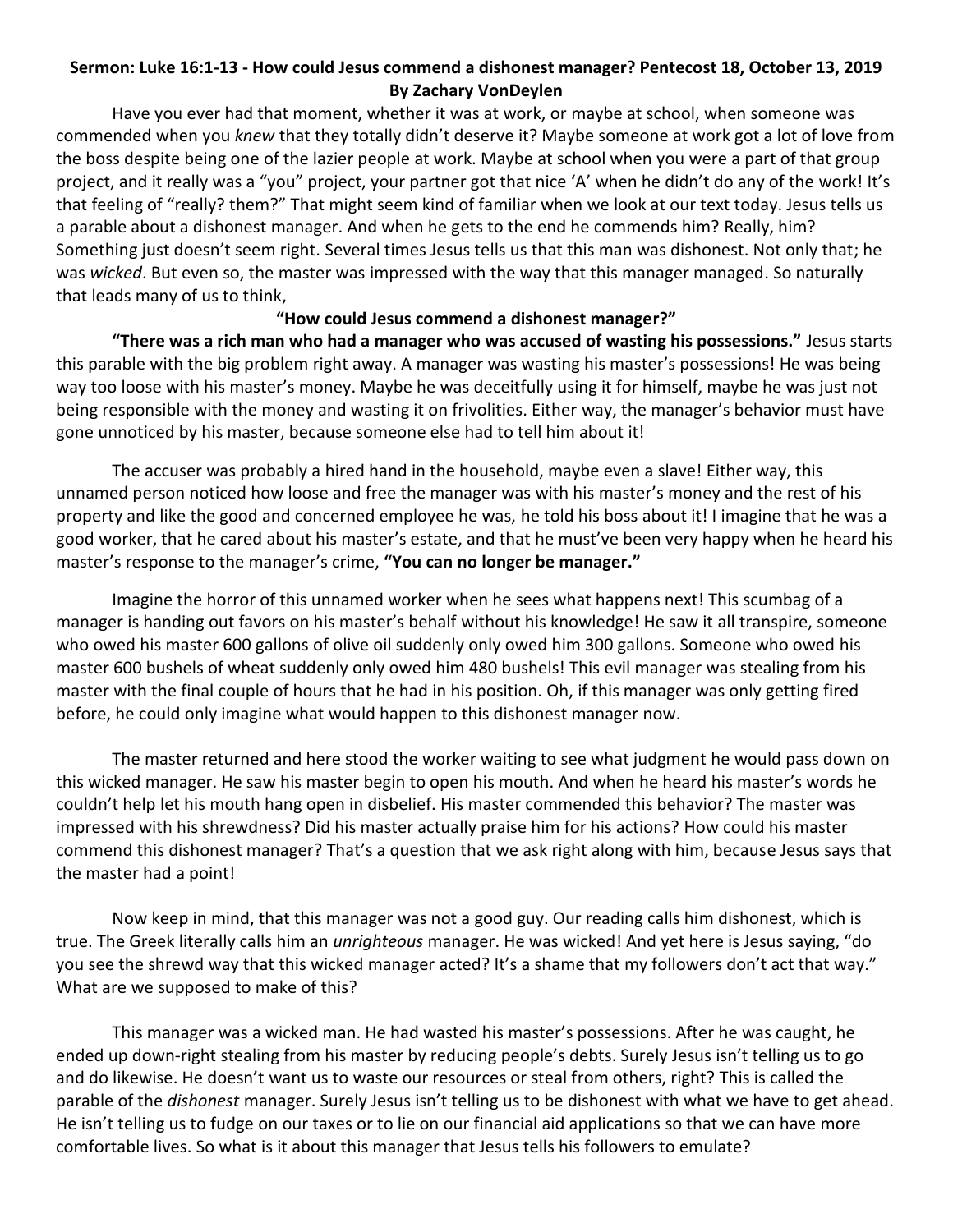**Sermon: Luke 16:1-13 - How could Jesus commend a dishonest manager? Pentecost 18, October 13, 2019**
**By Zachary VonDeylen**

Have you ever had that moment, whether it was at work, or maybe at school, when someone was commended when you *knew* that they totally didn't deserve it? Maybe someone at work got a lot of love from the boss despite being one of the lazier people at work. Maybe at school when you were a part of that group project, and it really was a "you" project, your partner got that nice 'A' when he didn't do any of the work! It's that feeling of "really? them?" That might seem kind of familiar when we look at our text today. Jesus tells us a parable about a dishonest manager. And when he gets to the end he commends him? Really, him? Something just doesn't seem right. Several times Jesus tells us that this man was dishonest. Not only that; he was *wicked*. But even so, the master was impressed with the way that this manager managed. So naturally that leads many of us to think,

**"How could Jesus commend a dishonest manager?"**

**"There was a rich man who had a manager who was accused of wasting his possessions."** Jesus starts this parable with the big problem right away. A manager was wasting his master's possessions! He was being way too loose with his master's money. Maybe he was deceitfully using it for himself, maybe he was just not being responsible with the money and wasting it on frivolities. Either way, the manager's behavior must have gone unnoticed by his master, because someone else had to tell him about it!

The accuser was probably a hired hand in the household, maybe even a slave! Either way, this unnamed person noticed how loose and free the manager was with his master's money and the rest of his property and like the good and concerned employee he was, he told his boss about it! I imagine that he was a good worker, that he cared about his master's estate, and that he must've been very happy when he heard his master's response to the manager's crime, **"You can no longer be manager."**

Imagine the horror of this unnamed worker when he sees what happens next! This scumbag of a manager is handing out favors on his master's behalf without his knowledge! He saw it all transpire, someone who owed his master 600 gallons of olive oil suddenly only owed him 300 gallons. Someone who owed his master 600 bushels of wheat suddenly only owed him 480 bushels! This evil manager was stealing from his master with the final couple of hours that he had in his position. Oh, if this manager was only getting fired before, he could only imagine what would happen to this dishonest manager now.

The master returned and here stood the worker waiting to see what judgment he would pass down on this wicked manager. He saw his master begin to open his mouth. And when he heard his master's words he couldn't help let his mouth hang open in disbelief. His master commended this behavior? The master was impressed with his shrewdness? Did his master actually praise him for his actions? How could his master commend this dishonest manager? That's a question that we ask right along with him, because Jesus says that the master had a point!

Now keep in mind, that this manager was not a good guy. Our reading calls him dishonest, which is true. The Greek literally calls him an *unrighteous* manager. He was wicked! And yet here is Jesus saying, "do you see the shrewd way that this wicked manager acted? It's a shame that my followers don't act that way." What are we supposed to make of this?

This manager was a wicked man. He had wasted his master's possessions. After he was caught, he ended up down-right stealing from his master by reducing people's debts. Surely Jesus isn't telling us to go and do likewise. He doesn't want us to waste our resources or steal from others, right? This is called the parable of the *dishonest* manager. Surely Jesus isn't telling us to be dishonest with what we have to get ahead. He isn't telling us to fudge on our taxes or to lie on our financial aid applications so that we can have more comfortable lives. So what is it about this manager that Jesus tells his followers to emulate?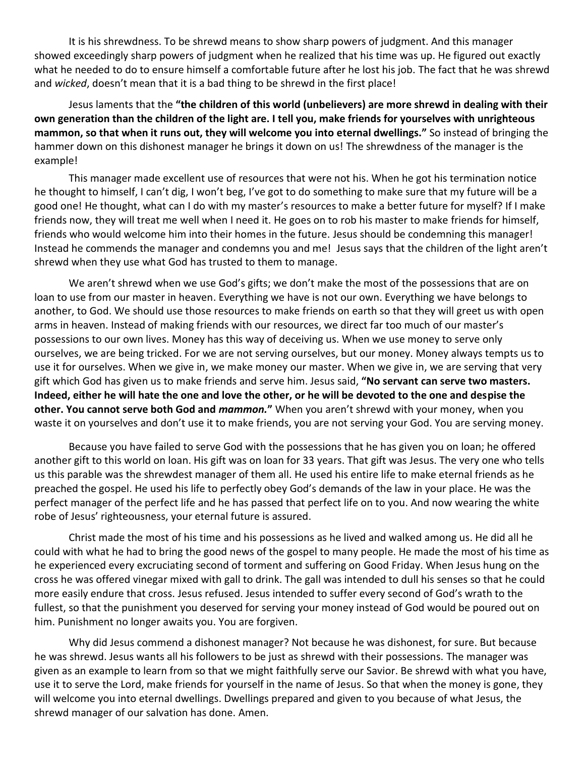It is his shrewdness. To be shrewd means to show sharp powers of judgment. And this manager showed exceedingly sharp powers of judgment when he realized that his time was up. He figured out exactly what he needed to do to ensure himself a comfortable future after he lost his job. The fact that he was shrewd and *wicked*, doesn't mean that it is a bad thing to be shrewd in the first place!

Jesus laments that the **"the children of this world (unbelievers) are more shrewd in dealing with their own generation than the children of the light are. I tell you, make friends for yourselves with unrighteous mammon, so that when it runs out, they will welcome you into eternal dwellings."** So instead of bringing the hammer down on this dishonest manager he brings it down on us! The shrewdness of the manager is the example!

This manager made excellent use of resources that were not his. When he got his termination notice he thought to himself, I can't dig, I won't beg, I've got to do something to make sure that my future will be a good one! He thought, what can I do with my master's resources to make a better future for myself? If I make friends now, they will treat me well when I need it. He goes on to rob his master to make friends for himself, friends who would welcome him into their homes in the future. Jesus should be condemning this manager! Instead he commends the manager and condemns you and me! Jesus says that the children of the light aren't shrewd when they use what God has trusted to them to manage.

We aren't shrewd when we use God's gifts; we don't make the most of the possessions that are on loan to use from our master in heaven. Everything we have is not our own. Everything we have belongs to another, to God. We should use those resources to make friends on earth so that they will greet us with open arms in heaven. Instead of making friends with our resources, we direct far too much of our master's possessions to our own lives. Money has this way of deceiving us. When we use money to serve only ourselves, we are being tricked. For we are not serving ourselves, but our money. Money always tempts us to use it for ourselves. When we give in, we make money our master. When we give in, we are serving that very gift which God has given us to make friends and serve him. Jesus said, **"No servant can serve two masters. Indeed, either he will hate the one and love the other, or he will be devoted to the one and despise the other. You cannot serve both God and *mammon*."** When you aren't shrewd with your money, when you waste it on yourselves and don't use it to make friends, you are not serving your God. You are serving money.

Because you have failed to serve God with the possessions that he has given you on loan; he offered another gift to this world on loan. His gift was on loan for 33 years. That gift was Jesus. The very one who tells us this parable was the shrewdest manager of them all. He used his entire life to make eternal friends as he preached the gospel. He used his life to perfectly obey God's demands of the law in your place. He was the perfect manager of the perfect life and he has passed that perfect life on to you. And now wearing the white robe of Jesus' righteousness, your eternal future is assured.

Christ made the most of his time and his possessions as he lived and walked among us. He did all he could with what he had to bring the good news of the gospel to many people. He made the most of his time as he experienced every excruciating second of torment and suffering on Good Friday. When Jesus hung on the cross he was offered vinegar mixed with gall to drink. The gall was intended to dull his senses so that he could more easily endure that cross. Jesus refused. Jesus intended to suffer every second of God's wrath to the fullest, so that the punishment you deserved for serving your money instead of God would be poured out on him. Punishment no longer awaits you. You are forgiven.

Why did Jesus commend a dishonest manager? Not because he was dishonest, for sure. But because he was shrewd. Jesus wants all his followers to be just as shrewd with their possessions. The manager was given as an example to learn from so that we might faithfully serve our Savior. Be shrewd with what you have, use it to serve the Lord, make friends for yourself in the name of Jesus. So that when the money is gone, they will welcome you into eternal dwellings. Dwellings prepared and given to you because of what Jesus, the shrewd manager of our salvation has done. Amen.